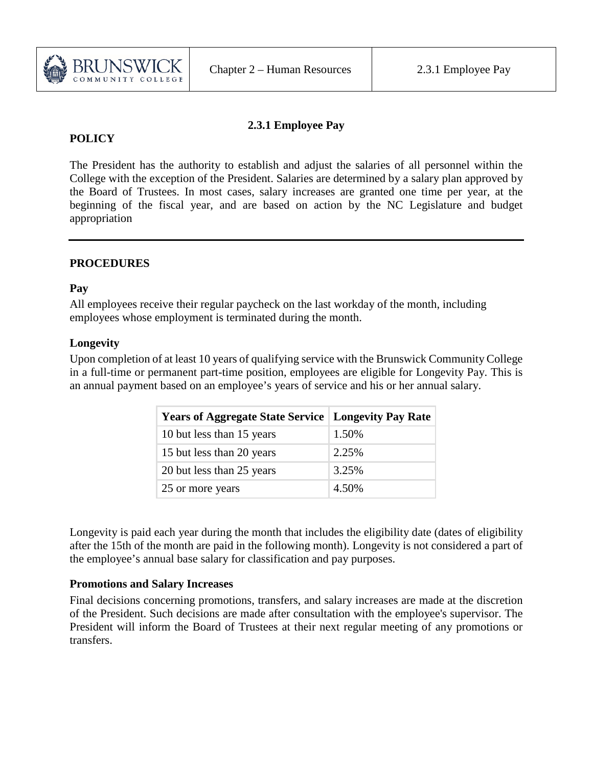# 2.3.1 Employee Pay

## POLICY

The President has the authority to establish and adjust the salaries of all personnel within the College with the exception of the President. Salaries are determined by a salary plan approved by the Board of Trustees. In most cases, salary increases are granted one time per year, at the beginning of the fiscal year, and are based on action by the NC Legislature and budget appropriation

---

## PROCEDURES

### Pay

All employees receive their regular paycheck on the last workday of the month, including employees whose employment is terminated during the month.

### Longevity

Upon completion of at least 10 years of qualifying service with the Brunswick Community College in a full-time or permanent part-time position, employees are eligible for Longevity Pay. This is an annual payment based on an employee's years of service and his or her annual salary.

| Years of Aggregate State Service | Longevity Pay Rate |
| --- | --- |
| 10 but less than 15 years | 1.50% |
| 15 but less than 20 years | 2.25% |
| 20 but less than 25 years | 3.25% |
| 25 or more years | 4.50% |

Longevity is paid each year during the month that includes the eligibility date (dates of eligibility after the 15th of the month are paid in the following month). Longevity is not considered a part of the employee's annual base salary for classification and pay purposes.

### Promotions and Salary Increases

Final decisions concerning promotions, transfers, and salary increases are made at the discretion of the President. Such decisions are made after consultation with the employee's supervisor. The President will inform the Board of Trustees at their next regular meeting of any promotions or transfers.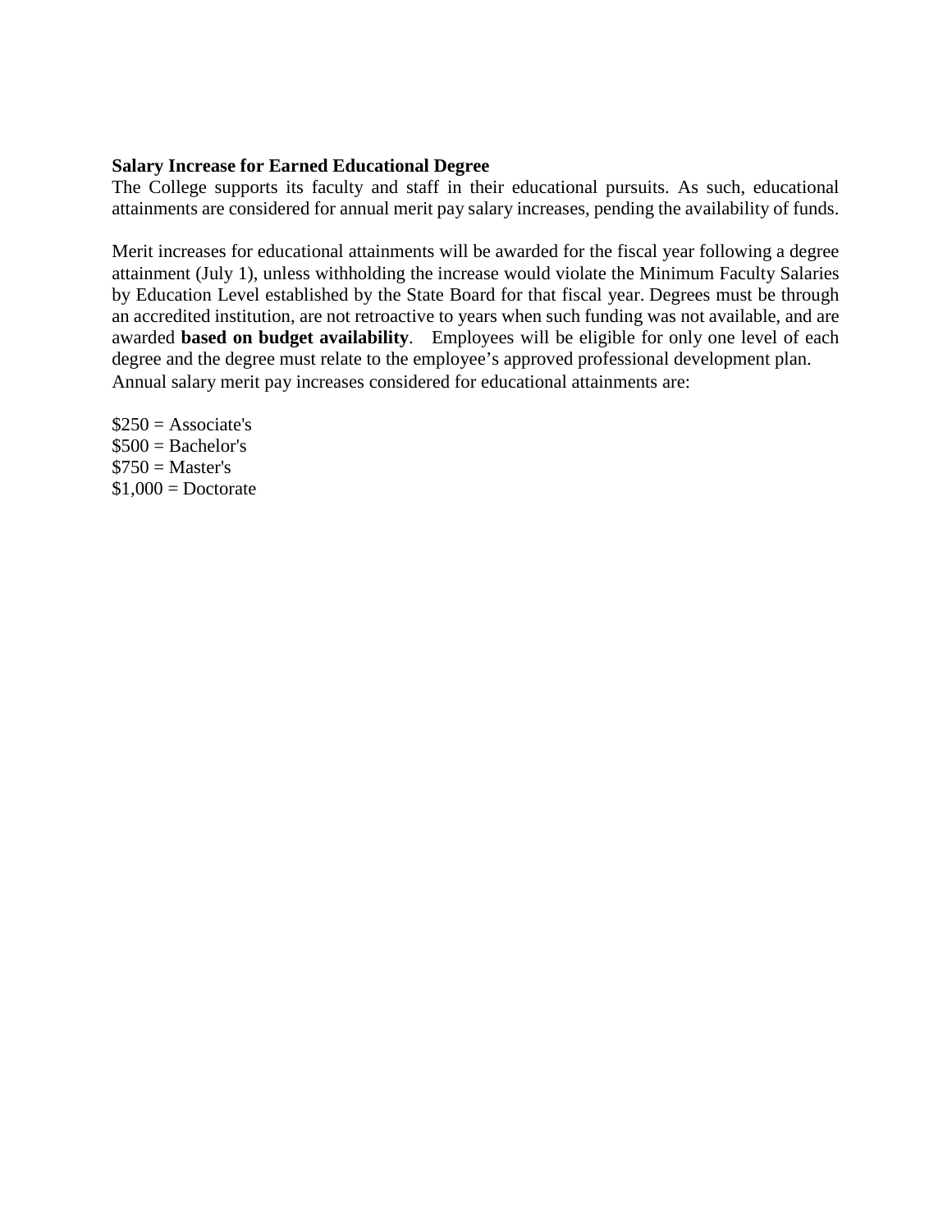**Salary Increase for Earned Educational Degree**

The College supports its faculty and staff in their educational pursuits. As such, educational attainments are considered for annual merit pay salary increases, pending the availability of funds.

Merit increases for educational attainments will be awarded for the fiscal year following a degree attainment (July 1), unless withholding the increase would violate the Minimum Faculty Salaries by Education Level established by the State Board for that fiscal year. Degrees must be through an accredited institution, are not retroactive to years when such funding was not available, and are awarded **based on budget availability**. Employees will be eligible for only one level of each degree and the degree must relate to the employee's approved professional development plan.

Annual salary merit pay increases considered for educational attainments are:

$250 = Associate's
$500 = Bachelor's
$750 = Master's
$1,000 = Doctorate